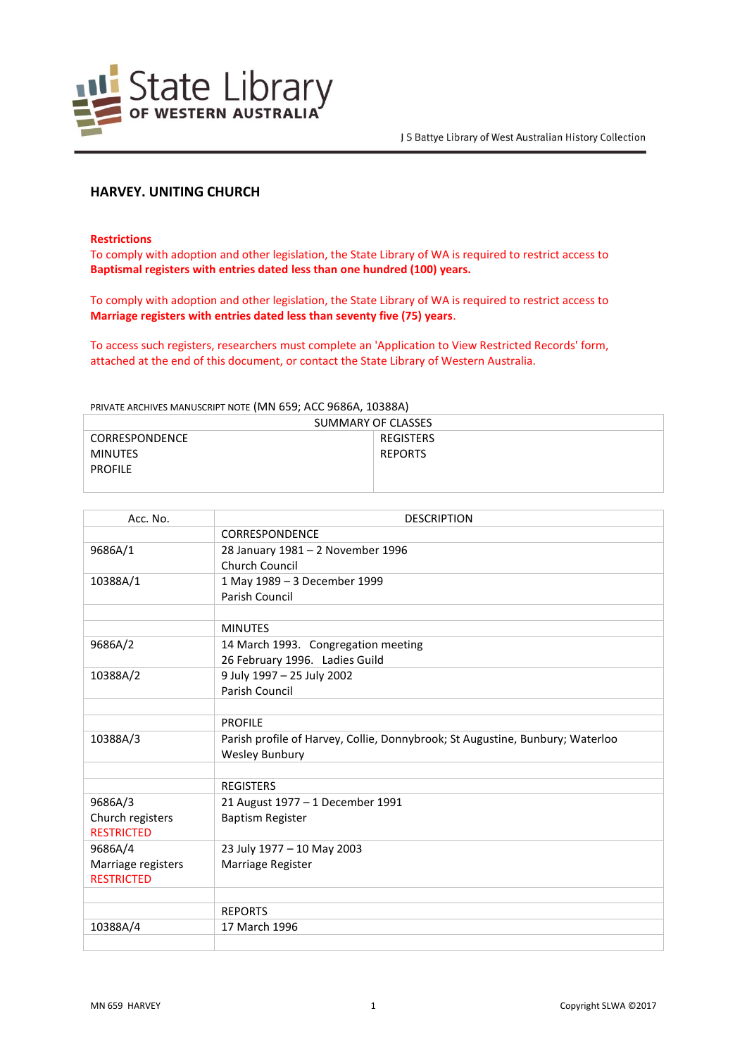State Library OF WESTERN AUSTRALIA

J S Battye Library of West Australian History Collection

# HARVEY. UNITING CHURCH

**Restrictions**

To comply with adoption and other legislation, the State Library of WA is required to restrict access to **Baptismal registers with entries dated less than one hundred (100) years.**

To comply with adoption and other legislation, the State Library of WA is required to restrict access to **Marriage registers with entries dated less than seventy five (75) years**.

To access such registers, researchers must complete an 'Application to View Restricted Records' form, attached at the end of this document, or contact the State Library of Western Australia.

PRIVATE ARCHIVES MANUSCRIPT NOTE (MN 659; ACC 9686A, 10388A)

| SUMMARY OF CLASSES | |
|---|---|
| CORRESPONDENCE<br>MINUTES<br>PROFILE | REGISTERS<br>REPORTS |

| Acc. No. | DESCRIPTION |
|---|---|
| | CORRESPONDENCE |
| 9686A/1 | 28 January 1981 – 2 November 1996<br>Church Council |
| 10388A/1 | 1 May 1989 – 3 December 1999<br>Parish Council |
| | |
| | MINUTES |
| 9686A/2 | 14 March 1993. Congregation meeting<br>26 February 1996. Ladies Guild |
| 10388A/2 | 9 July 1997 – 25 July 2002<br>Parish Council |
| | |
| | PROFILE |
| 10388A/3 | Parish profile of Harvey, Collie, Donnybrook; St Augustine, Bunbury; Waterloo Wesley Bunbury |
| | |
| | REGISTERS |
| 9686A/3<br>Church registers<br>RESTRICTED | 21 August 1977 – 1 December 1991<br>Baptism Register |
| 9686A/4<br>Marriage registers<br>RESTRICTED | 23 July 1977 – 10 May 2003<br>Marriage Register |
| | |
| | REPORTS |
| 10388A/4 | 17 March 1996 |
| | |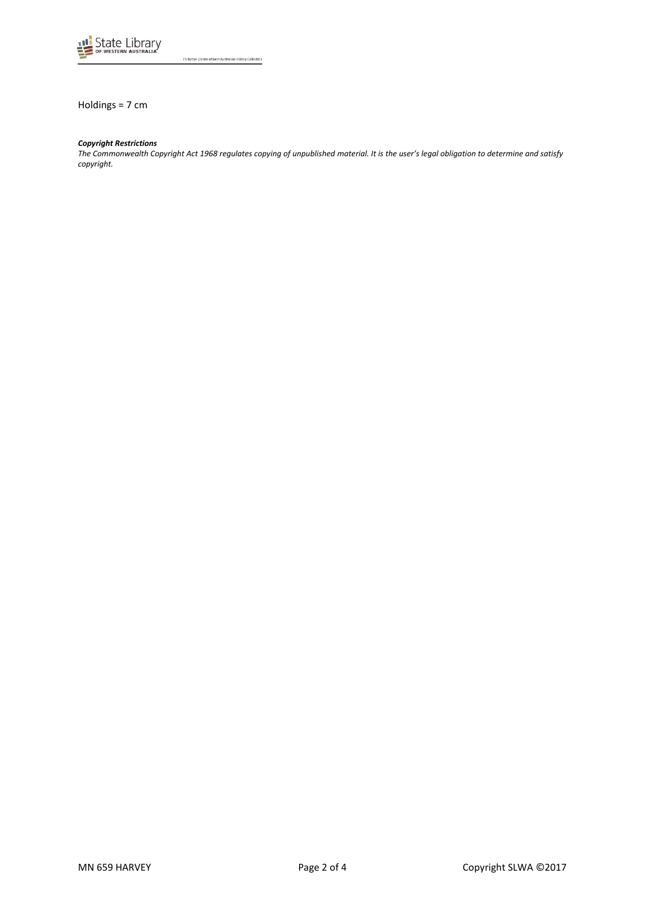Holdings = 7 cm

***Copyright Restrictions***
*The Commonwealth Copyright Act 1968 regulates copying of unpublished material. It is the user's legal obligation to determine and satisfy copyright.*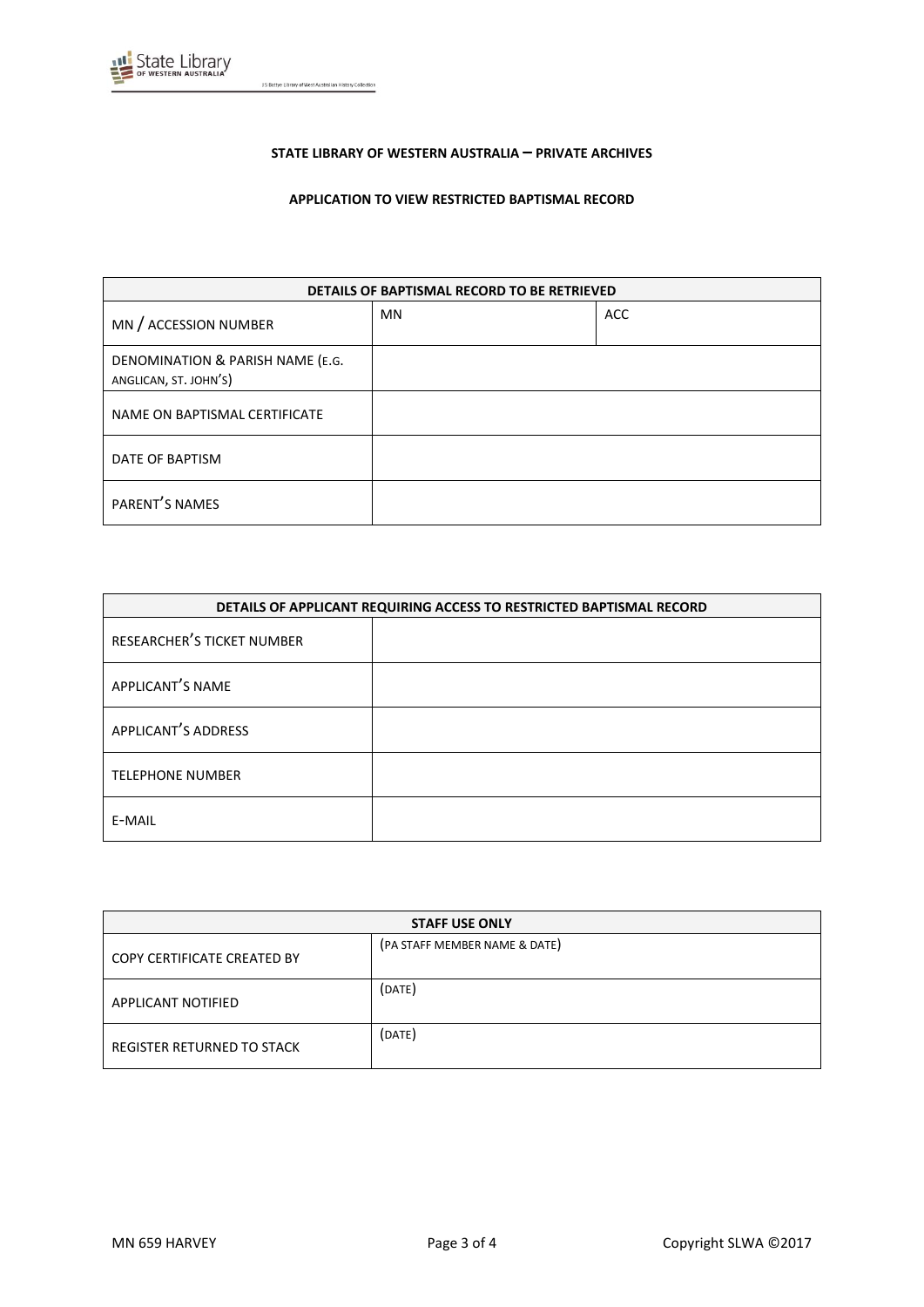**STATE LIBRARY OF WESTERN AUSTRALIA – PRIVATE ARCHIVES**

**APPLICATION TO VIEW RESTRICTED BAPTISMAL RECORD**

| DETAILS OF BAPTISMAL RECORD TO BE RETRIEVED | | |
|---|---|---|
| MN / ACCESSION NUMBER | MN | ACC |
| DENOMINATION & PARISH NAME (E.G. ANGLICAN, ST. JOHN'S) | | |
| NAME ON BAPTISMAL CERTIFICATE | | |
| DATE OF BAPTISM | | |
| PARENT'S NAMES | | |

| DETAILS OF APPLICANT REQUIRING ACCESS TO RESTRICTED BAPTISMAL RECORD | |
|---|---|
| RESEARCHER'S TICKET NUMBER | |
| APPLICANT'S NAME | |
| APPLICANT'S ADDRESS | |
| TELEPHONE NUMBER | |
| E-MAIL | |

| STAFF USE ONLY | |
|---|---|
| COPY CERTIFICATE CREATED BY | (PA STAFF MEMBER NAME & DATE) |
| APPLICANT NOTIFIED | (DATE) |
| REGISTER RETURNED TO STACK | (DATE) |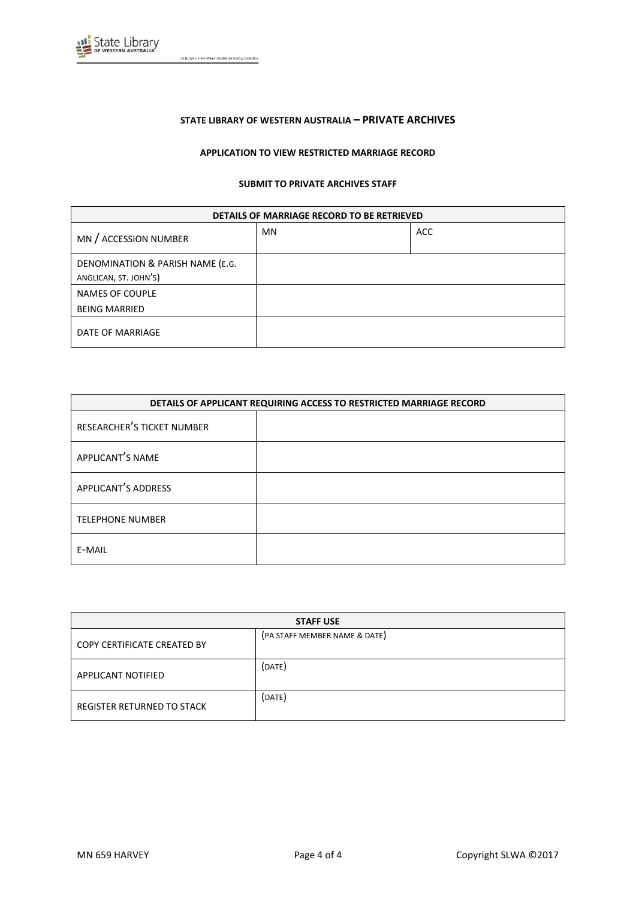**STATE LIBRARY OF WESTERN AUSTRALIA – PRIVATE ARCHIVES**

**APPLICATION TO VIEW RESTRICTED MARRIAGE RECORD**

**SUBMIT TO PRIVATE ARCHIVES STAFF**

| DETAILS OF MARRIAGE RECORD TO BE RETRIEVED | | |
|---|---|---|
| MN / ACCESSION NUMBER | MN | ACC |
| DENOMINATION & PARISH NAME (E.G. ANGLICAN, ST. JOHN'S) | | |
| NAMES OF COUPLE BEING MARRIED | | |
| DATE OF MARRIAGE | | |

| DETAILS OF APPLICANT REQUIRING ACCESS TO RESTRICTED MARRIAGE RECORD | |
|---|---|
| RESEARCHER'S TICKET NUMBER | |
| APPLICANT'S NAME | |
| APPLICANT'S ADDRESS | |
| TELEPHONE NUMBER | |
| E-MAIL | |

| STAFF USE | |
|---|---|
| COPY CERTIFICATE CREATED BY | (PA STAFF MEMBER NAME & DATE) |
| APPLICANT NOTIFIED | (DATE) |
| REGISTER RETURNED TO STACK | (DATE) |